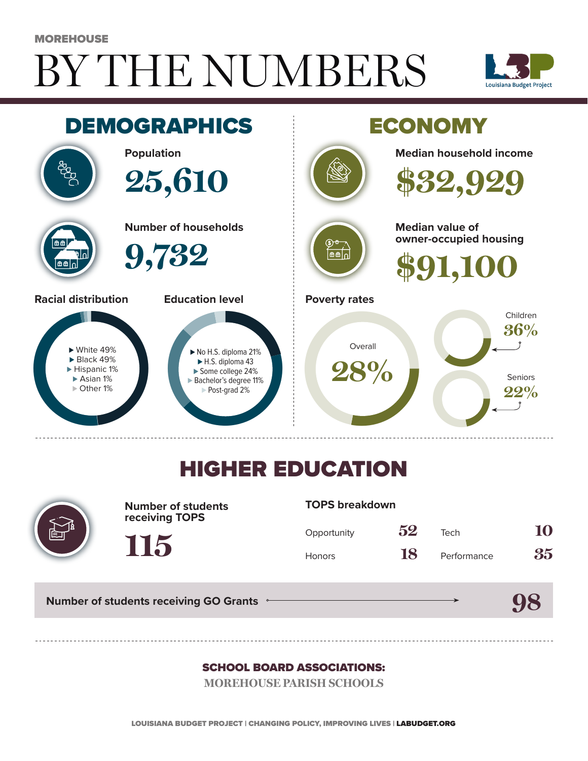MOREHOUSE

# BY THE NUMBERS

Louisiana Budget Project

## DEMOGRAPHICS

**Population**

25,610

**Number of households**

9,732

**Racial distribution**

- White 49%
- Black 49%
- Hispanic 1%
- Asian 1%
- Other 1%

**Education level**

- No H.S. diploma 21%
- H.S. diploma 43
- Some college 24%
- Bachelor's degree 11%
- Post-grad 2%

## ECONOMY

**Median household income**

$32,929

**Median value of owner-occupied housing**

$91,100

**Poverty rates**

Overall 28%

Children 36%

Seniors 22%

## HIGHER EDUCATION

**Number of students receiving TOPS**

115

**TOPS breakdown**

| | | | |
|---|---|---|---|
| Opportunity | 52 | Tech | 10 |
| Honors | 18 | Performance | 35 |

**Number of students receiving GO Grants** 98

**SCHOOL BOARD ASSOCIATIONS:**

MOREHOUSE PARISH SCHOOLS

LOUISIANA BUDGET PROJECT | CHANGING POLICY, IMPROVING LIVES | LABUDGET.ORG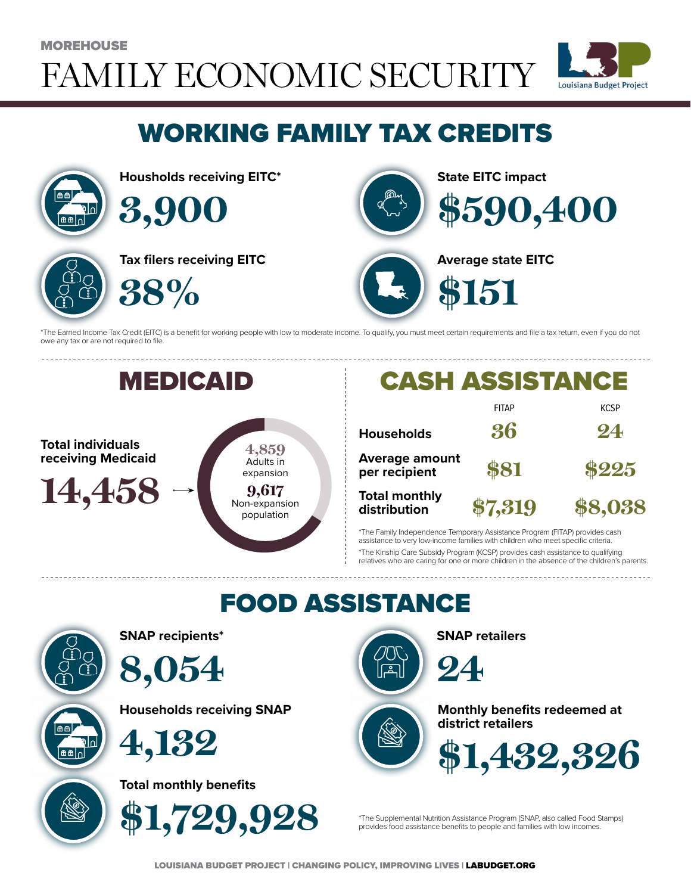MOREHOUSE

# FAMILY ECONOMIC SECURITY

Louisiana Budget Project

## WORKING FAMILY TAX CREDITS

**Households receiving EITC***

**3,900**

**Tax filers receiving EITC**

**38%**

**State EITC impact**

**$590,400**

**Average state EITC**

**$151**

*The Earned Income Tax Credit (EITC) is a benefit for working people with low to moderate income. To qualify, you must meet certain requirements and file a tax return, even if you do not owe any tax or are not required to file.

## MEDICAID

**Total individuals receiving Medicaid**

**14,458**

4,859
Adults in expansion

9,617
Non-expansion population

## CASH ASSISTANCE

| | FITAP | KCSP |
|---|---|---|
| Households | 36 | 24 |
| Average amount per recipient | $81 | $225 |
| Total monthly distribution | $7,319 | $8,038 |

*The Family Independence Temporary Assistance Program (FITAP) provides cash assistance to very low-income families with children who meet specific criteria.

*The Kinship Care Subsidy Program (KCSP) provides cash assistance to qualifying relatives who are caring for one or more children in the absence of the children's parents.

## FOOD ASSISTANCE

**SNAP recipients***

**8,054**

**Households receiving SNAP**

**4,132**

**Total monthly benefits**

**$1,729,928**

**SNAP retailers**

**24**

**Monthly benefits redeemed at district retailers**

**$1,432,326**

*The Supplemental Nutrition Assistance Program (SNAP, also called Food Stamps) provides food assistance benefits to people and families with low incomes.

LOUISIANA BUDGET PROJECT | CHANGING POLICY, IMPROVING LIVES | LABUDGET.ORG